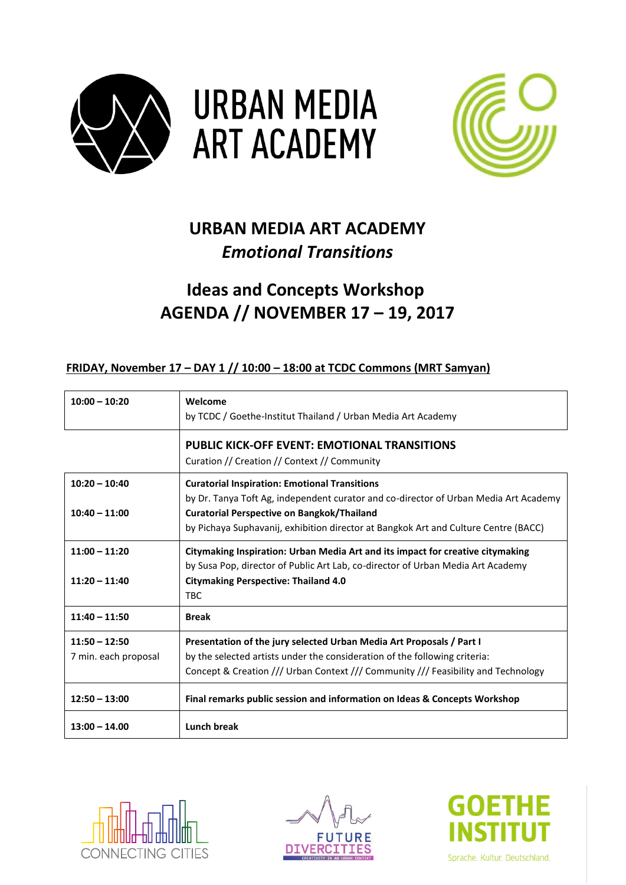URBAN MEDIA ART ACADEMY

# URBAN MEDIA ART ACADEMY
## *Emotional Transitions*

# Ideas and Concepts Workshop
# AGENDA // NOVEMBER 17 – 19, 2017

### FRIDAY, November 17 – DAY 1 // 10:00 – 18:00 at TCDC Commons (MRT Samyan)

| | |
|---|---|
| **10:00 – 10:20** | **Welcome**<br>by TCDC / Goethe-Institut Thailand / Urban Media Art Academy |
| | **PUBLIC KICK-OFF EVENT: EMOTIONAL TRANSITIONS**<br>Curation // Creation // Context // Community |
| **10:20 – 10:40**<br><br>**10:40 – 11:00** | **Curatorial Inspiration: Emotional Transitions**<br>by Dr. Tanya Toft Ag, independent curator and co-director of Urban Media Art Academy<br>**Curatorial Perspective on Bangkok/Thailand**<br>by Pichaya Suphavanij, exhibition director at Bangkok Art and Culture Centre (BACC) |
| **11:00 – 11:20**<br><br>**11:20 – 11:40** | **Citymaking Inspiration: Urban Media Art and its impact for creative citymaking**<br>by Susa Pop, director of Public Art Lab, co-director of Urban Media Art Academy<br>**Citymaking Perspective: Thailand 4.0**<br>TBC |
| **11:40 – 11:50** | **Break** |
| **11:50 – 12:50**<br>7 min. each proposal | **Presentation of the jury selected Urban Media Art Proposals / Part I**<br>by the selected artists under the consideration of the following criteria:<br>Concept & Creation /// Urban Context /// Community /// Feasibility and Technology |
| **12:50 – 13:00** | **Final remarks public session and information on Ideas & Concepts Workshop** |
| **13:00 – 14.00** | **Lunch break** |

CONNECTING CITIES

FUTURE DIVERCITIES
CREATIVITY IN AN URBAN CONTEXT

GOETHE INSTITUT
Sprache. Kultur. Deutschland.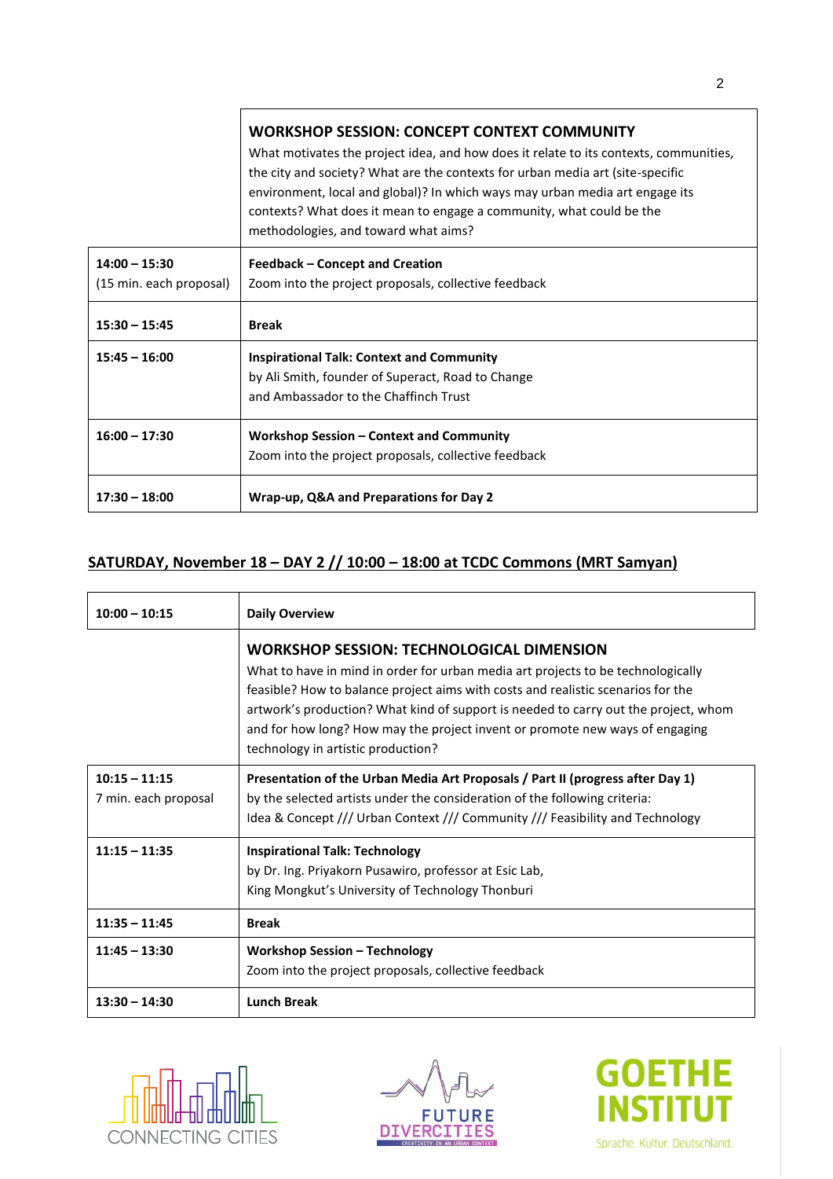| | |
|---|---|
| | **WORKSHOP SESSION: CONCEPT CONTEXT COMMUNITY**<br>What motivates the project idea, and how does it relate to its contexts, communities, the city and society? What are the contexts for urban media art (site-specific environment, local and global)? In which ways may urban media art engage its contexts? What does it mean to engage a community, what could be the methodologies, and toward what aims? |
| **14:00 – 15:30**<br>(15 min. each proposal) | **Feedback – Concept and Creation**<br>Zoom into the project proposals, collective feedback |
| **15:30 – 15:45** | **Break** |
| **15:45 – 16:00** | **Inspirational Talk: Context and Community**<br>by Ali Smith, founder of Superact, Road to Change and Ambassador to the Chaffinch Trust |
| **16:00 – 17:30** | **Workshop Session – Context and Community**<br>Zoom into the project proposals, collective feedback |
| **17:30 – 18:00** | **Wrap-up, Q&A and Preparations for Day 2** |

## SATURDAY, November 18 – DAY 2 // 10:00 – 18:00 at TCDC Commons (MRT Samyan)

| | |
|---|---|
| **10:00 – 10:15** | **Daily Overview** |
| | **WORKSHOP SESSION: TECHNOLOGICAL DIMENSION**<br>What to have in mind in order for urban media art projects to be technologically feasible? How to balance project aims with costs and realistic scenarios for the artwork's production? What kind of support is needed to carry out the project, whom and for how long? How may the project invent or promote new ways of engaging technology in artistic production? |
| **10:15 – 11:15**<br>7 min. each proposal | **Presentation of the Urban Media Art Proposals / Part II (progress after Day 1)**<br>by the selected artists under the consideration of the following criteria:<br>Idea & Concept /// Urban Context /// Community /// Feasibility and Technology |
| **11:15 – 11:35** | **Inspirational Talk: Technology**<br>by Dr. Ing. Priyakorn Pusawiro, professor at Esic Lab, King Mongkut's University of Technology Thonburi |
| **11:35 – 11:45** | **Break** |
| **11:45 – 13:30** | **Workshop Session – Technology**<br>Zoom into the project proposals, collective feedback |
| **13:30 – 14:30** | **Lunch Break** |

CONNECTING CITIES

FUTURE DIVERCITIES – CREATIVITY IN AN URBAN CONTEXT

GOETHE INSTITUT – Sprache. Kultur. Deutschland.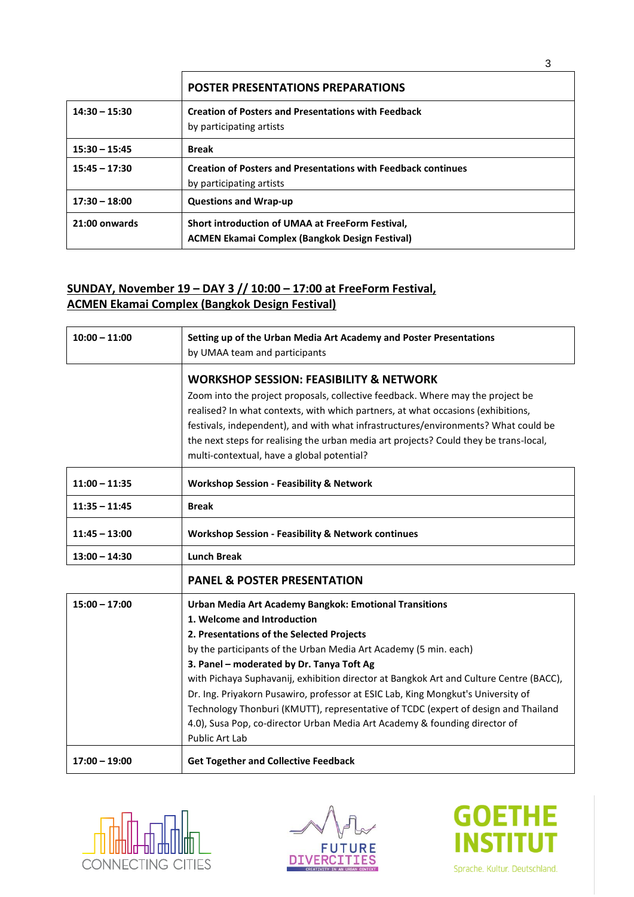| | POSTER PRESENTATIONS PREPARATIONS |
|---|---|
| 14:30 – 15:30 | **Creation of Posters and Presentations with Feedback**<br>by participating artists |
| 15:30 – 15:45 | **Break** |
| 15:45 – 17:30 | **Creation of Posters and Presentations with Feedback continues**<br>by participating artists |
| 17:30 – 18:00 | **Questions and Wrap-up** |
| 21:00 onwards | **Short introduction of UMAA at FreeForm Festival,**<br>**ACMEN Ekamai Complex (Bangkok Design Festival)** |

## SUNDAY, November 19 – DAY 3 // 10:00 – 17:00 at FreeForm Festival, ACMEN Ekamai Complex (Bangkok Design Festival)

| | |
|---|---|
| 10:00 – 11:00 | **Setting up of the Urban Media Art Academy and Poster Presentations**<br>by UMAA team and participants |
| | **WORKSHOP SESSION: FEASIBILITY & NETWORK**<br>Zoom into the project proposals, collective feedback. Where may the project be realised? In what contexts, with which partners, at what occasions (exhibitions, festivals, independent), and with what infrastructures/environments? What could be the next steps for realising the urban media art projects? Could they be trans-local, multi-contextual, have a global potential? |
| 11:00 – 11:35 | **Workshop Session - Feasibility & Network** |
| 11:35 – 11:45 | **Break** |
| 11:45 – 13:00 | **Workshop Session - Feasibility & Network continues** |
| 13:00 – 14:30 | **Lunch Break** |
| | **PANEL & POSTER PRESENTATION** |
| 15:00 – 17:00 | **Urban Media Art Academy Bangkok: Emotional Transitions**<br>**1. Welcome and Introduction**<br>**2. Presentations of the Selected Projects**<br>by the participants of the Urban Media Art Academy (5 min. each)<br>**3. Panel – moderated by Dr. Tanya Toft Ag**<br>with Pichaya Suphavanij, exhibition director at Bangkok Art and Culture Centre (BACC), Dr. Ing. Priyakorn Pusawiro, professor at ESIC Lab, King Mongkut's University of Technology Thonburi (KMUTT), representative of TCDC (expert of design and Thailand 4.0), Susa Pop, co-director Urban Media Art Academy & founding director of Public Art Lab |
| 17:00 – 19:00 | **Get Together and Collective Feedback** |

CONNECTING CITIES

FUTURE DIVERCITIES
CREATIVITY IN AN URBAN CONTEXT

GOETHE INSTITUT
Sprache. Kultur. Deutschland.